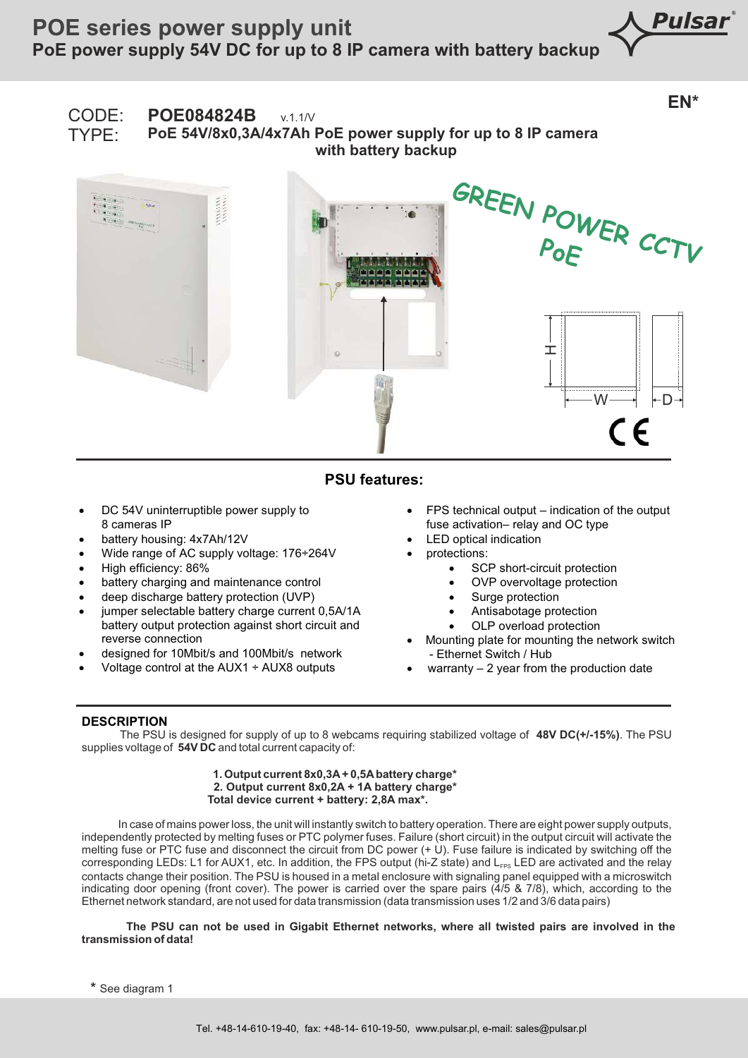# POE series power supply unit

## PoE power supply 54V DC for up to 8 IP camera with battery backup

EN*

CODE: **POE084824B** v.1.1/V

TYPE: **PoE 54V/8x0,3A/4x7Ah PoE power supply for up to 8 IP camera with battery backup**

GREEN POWER CCTV PoE

## PSU features:

- DC 54V uninterruptible power supply to 8 cameras IP
- battery housing: 4x7Ah/12V
- Wide range of AC supply voltage: 176÷264V
- High efficiency: 86%
- battery charging and maintenance control
- deep discharge battery protection (UVP)
- jumper selectable battery charge current 0,5A/1A battery output protection against short circuit and reverse connection
- designed for 10Mbit/s and 100Mbit/s network
- Voltage control at the AUX1 ÷ AUX8 outputs
- FPS technical output – indication of the output fuse activation– relay and OC type
- LED optical indication
- protections:
  - SCP short-circuit protection
  - OVP overvoltage protection
  - Surge protection
  - Antisabotage protection
  - OLP overload protection
- Mounting plate for mounting the network switch - Ethernet Switch / Hub
- warranty – 2 year from the production date

## DESCRIPTION

The PSU is designed for supply of up to 8 webcams requiring stabilized voltage of **48V DC(+/-15%)**. The PSU supplies voltage of **54V DC** and total current capacity of:

**1. Output current 8x0,3A + 0,5A battery charge***
**2. Output current 8x0,2A + 1A battery charge***
**Total device current + battery: 2,8A max*.**

In case of mains power loss, the unit will instantly switch to battery operation. There are eight power supply outputs, independently protected by melting fuses or PTC polymer fuses. Failure (short circuit) in the output circuit will activate the melting fuse or PTC fuse and disconnect the circuit from DC power (+ U). Fuse failure is indicated by switching off the corresponding LEDs: L1 for AUX1, etc. In addition, the FPS output (hi-Z state) and $L_{FPS}$ LED are activated and the relay contacts change their position. The PSU is housed in a metal enclosure with signaling panel equipped with a microswitch indicating door opening (front cover). The power is carried over the spare pairs (4/5 & 7/8), which, according to the Ethernet network standard, are not used for data transmission (data transmission uses 1/2 and 3/6 data pairs)

**The PSU can not be used in Gigabit Ethernet networks, where all twisted pairs are involved in the transmission of data!**

* See diagram 1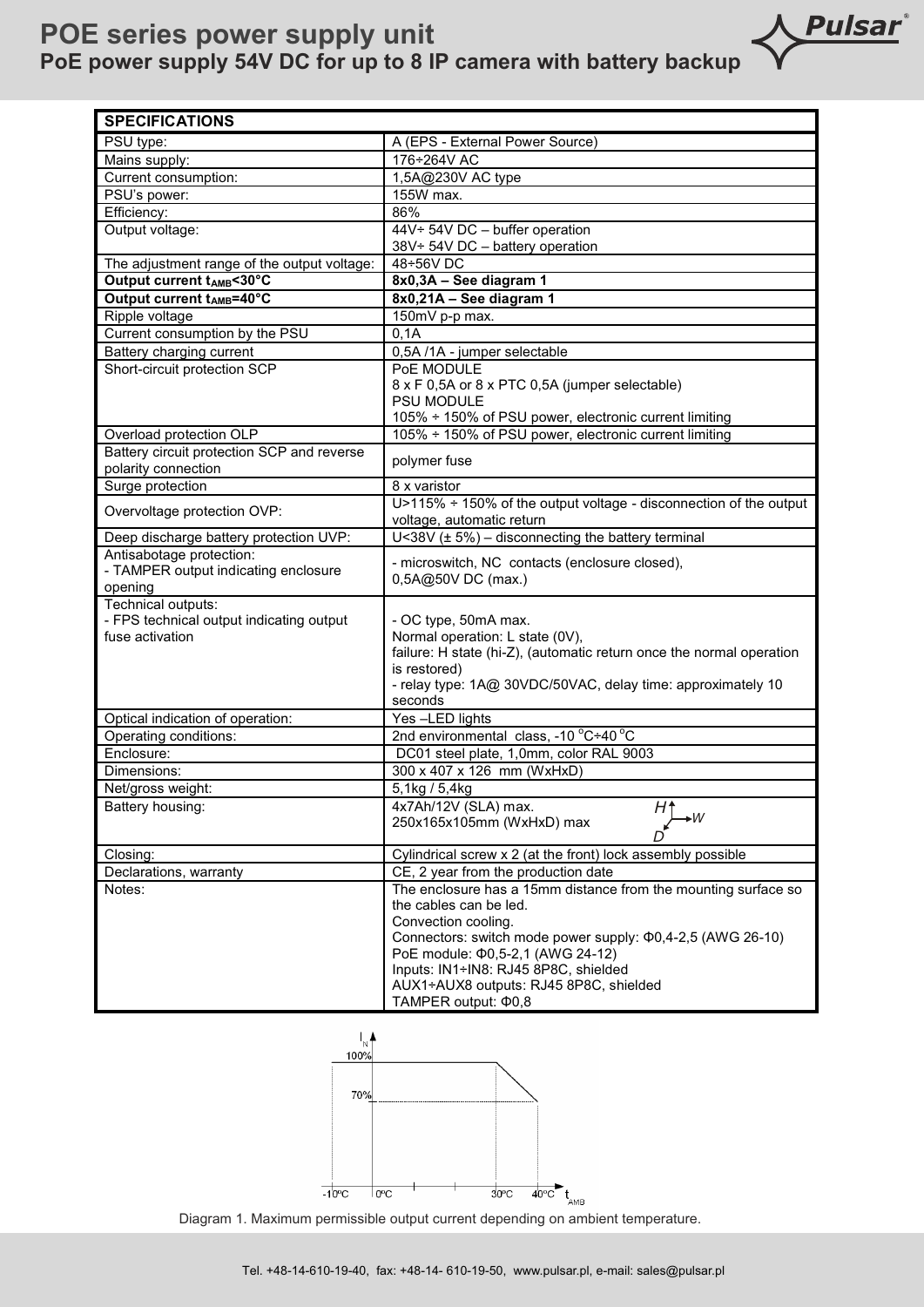# POE series power supply unit

## PoE power supply 54V DC for up to 8 IP camera with battery backup

| SPECIFICATIONS | |
|---|---|
| PSU type: | A (EPS - External Power Source) |
| Mains supply: | 176÷264V AC |
| Current consumption: | 1,5A@230V AC type |
| PSU's power: | 155W max. |
| Efficiency: | 86% |
| Output voltage: | 44V÷ 54V DC – buffer operation<br>38V÷ 54V DC – battery operation |
| The adjustment range of the output voltage: | 48÷56V DC |
| **Output current $t_{AMB}$<30°C** | **8x0,3A – See diagram 1** |
| **Output current $t_{AMB}$=40°C** | **8x0,21A – See diagram 1** |
| Ripple voltage | 150mV p-p max. |
| Current consumption by the PSU | 0,1A |
| Battery charging current | 0,5A /1A - jumper selectable |
| Short-circuit protection SCP | PoE MODULE<br>8 x F 0,5A or 8 x PTC 0,5A (jumper selectable)<br>PSU MODULE<br>105% ÷ 150% of PSU power, electronic current limiting |
| Overload protection OLP | 105% ÷ 150% of PSU power, electronic current limiting |
| Battery circuit protection SCP and reverse polarity connection | polymer fuse |
| Surge protection | 8 x varistor |
| Overvoltage protection OVP: | U>115% ÷ 150% of the output voltage - disconnection of the output voltage, automatic return |
| Deep discharge battery protection UVP: | U<38V (± 5%) – disconnecting the battery terminal |
| Antisabotage protection:<br>- TAMPER output indicating enclosure opening | - microswitch, NC contacts (enclosure closed),<br>0,5A@50V DC (max.) |
| Technical outputs:<br>- FPS technical output indicating output fuse activation | - OC type, 50mA max.<br>Normal operation: L state (0V),<br>failure: H state (hi-Z), (automatic return once the normal operation is restored)<br>- relay type: 1A@ 30VDC/50VAC, delay time: approximately 10 seconds |
| Optical indication of operation: | Yes –LED lights |
| Operating conditions: | 2nd environmental class, -10 °C÷40 °C |
| Enclosure: | DC01 steel plate, 1,0mm, color RAL 9003 |
| Dimensions: | 300 x 407 x 126 mm (WxHxD) |
| Net/gross weight: | 5,1kg / 5,4kg |
| Battery housing: | 4x7Ah/12V (SLA) max.<br>250x165x105mm (WxHxD) max |
| Closing: | Cylindrical screw x 2 (at the front) lock assembly possible |
| Declarations, warranty | CE, 2 year from the production date |
| Notes: | The enclosure has a 15mm distance from the mounting surface so the cables can be led.<br>Convection cooling.<br>Connectors: switch mode power supply: Φ0,4-2,5 (AWG 26-10)<br>PoE module: Φ0,5-2,1 (AWG 24-12)<br>Inputs: IN1÷IN8: RJ45 8P8C, shielded<br>AUX1÷AUX8 outputs: RJ45 8P8C, shielded<br>TAMPER output: Φ0,8 |

$I_N$
100%
70%
-10ºC
0ºC
30ºC
40ºC
$t_{AMB}$

Diagram 1. Maximum permissible output current depending on ambient temperature.